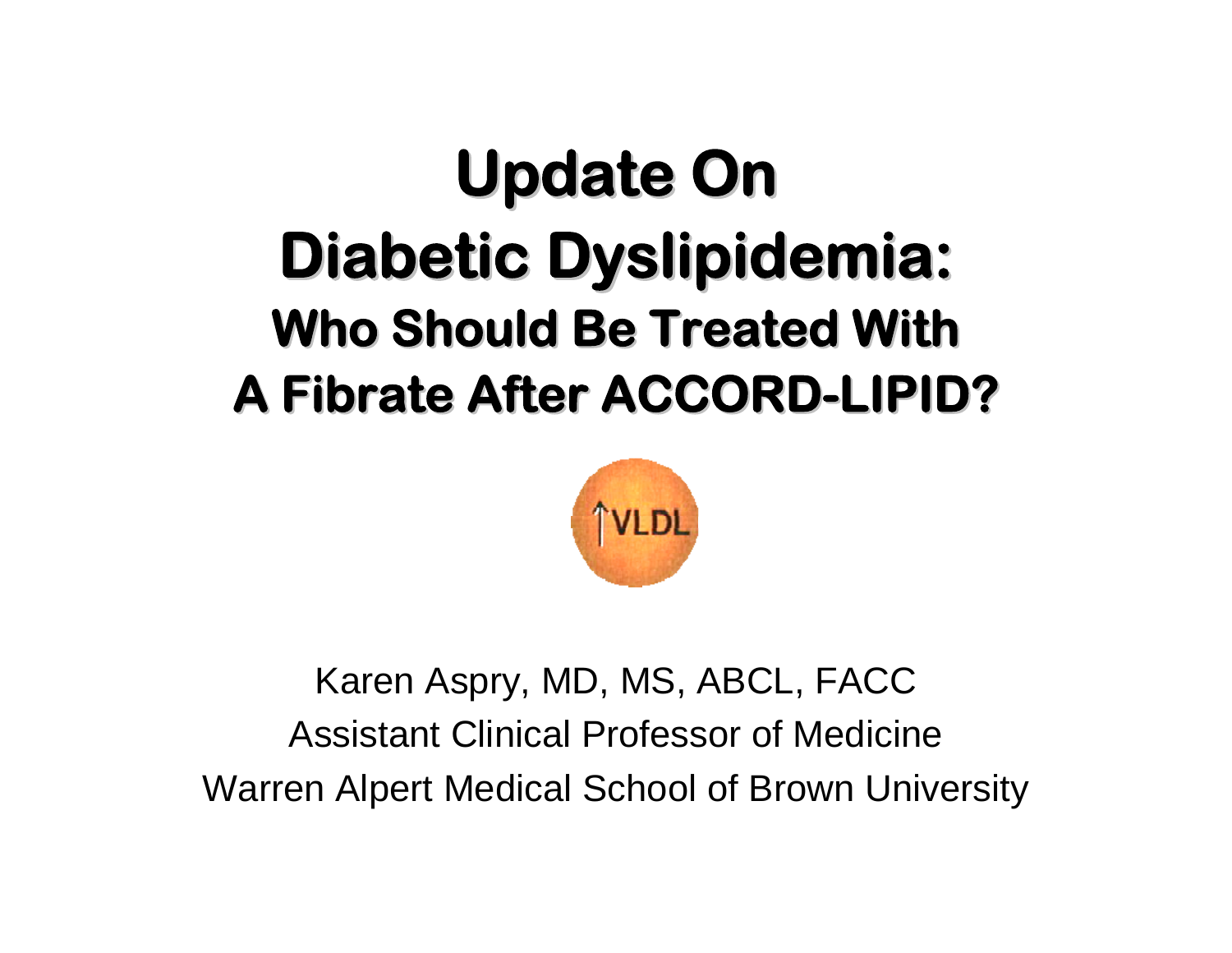# Update On Diabetic Dyslipidemia:

## Who Should Be Treated With A Fibrate After ACCORD-LIPID?

↑VLDL

Karen Aspry, MD, MS, ABCL, FACC

Assistant Clinical Professor of Medicine

Warren Alpert Medical School of Brown University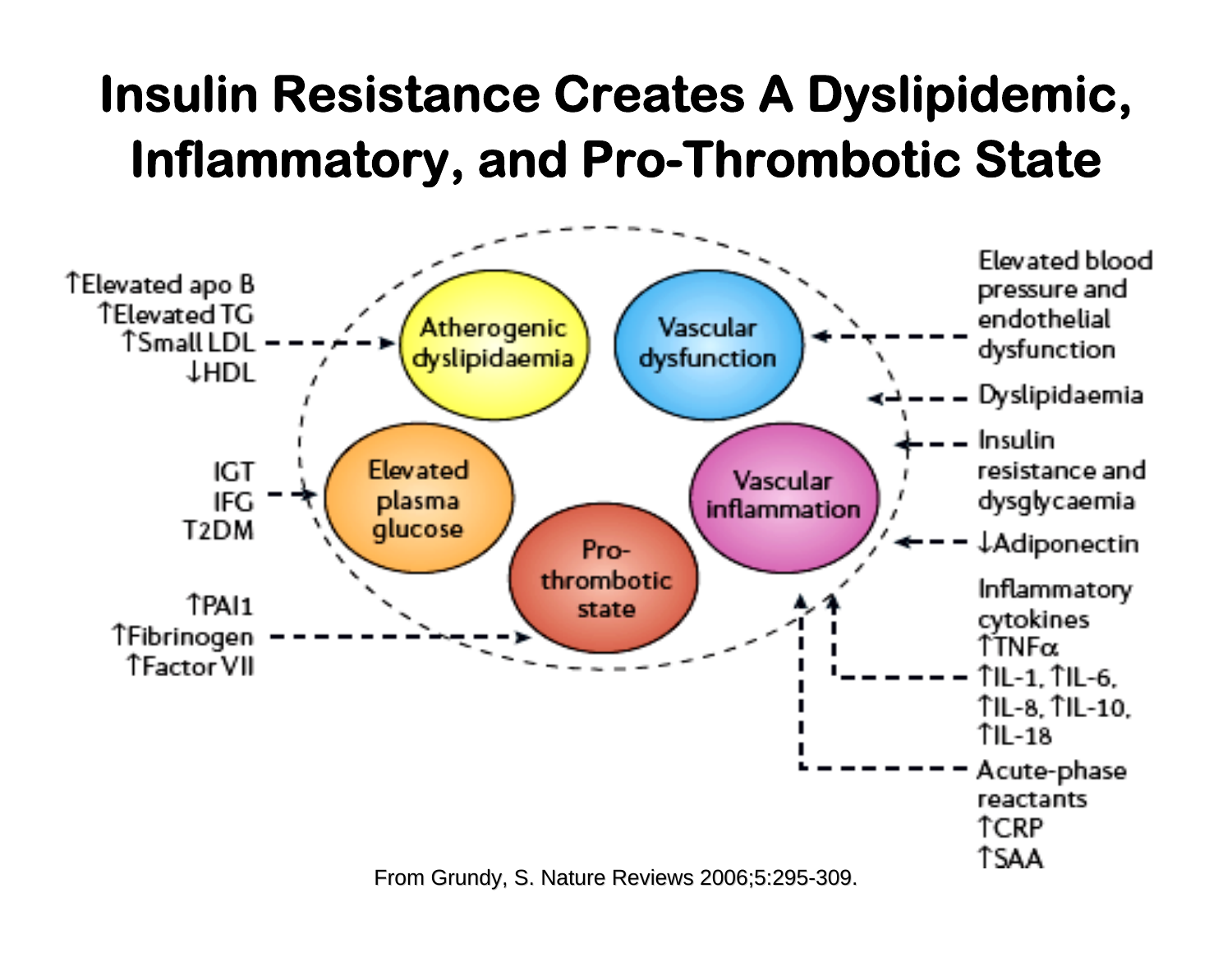# Insulin Resistance Creates A Dyslipidemic, Inflammatory, and Pro-Thrombotic State

- ↑Elevated apo B
- ↑Elevated TG
- ↑Small LDL
- ↓HDL

→ Atherogenic dyslipidaemia

- IGT
- IFG
- T2DM

→ Elevated plasma glucose

- ↑PAI1
- ↑Fibrinogen
- ↑Factor VII

→ Pro-thrombotic state

Elevated blood pressure and endothelial dysfunction → Vascular dysfunction

- Dyslipidaemia
- Insulin resistance and dysglycaemia
- ↓Adiponectin
- Inflammatory cytokines ↑TNFα ↑IL-1, ↑IL-6, ↑IL-8, ↑IL-10, ↑IL-18
- Acute-phase reactants ↑CRP ↑SAA

→ Vascular inflammation

From Grundy, S. Nature Reviews 2006;5:295-309.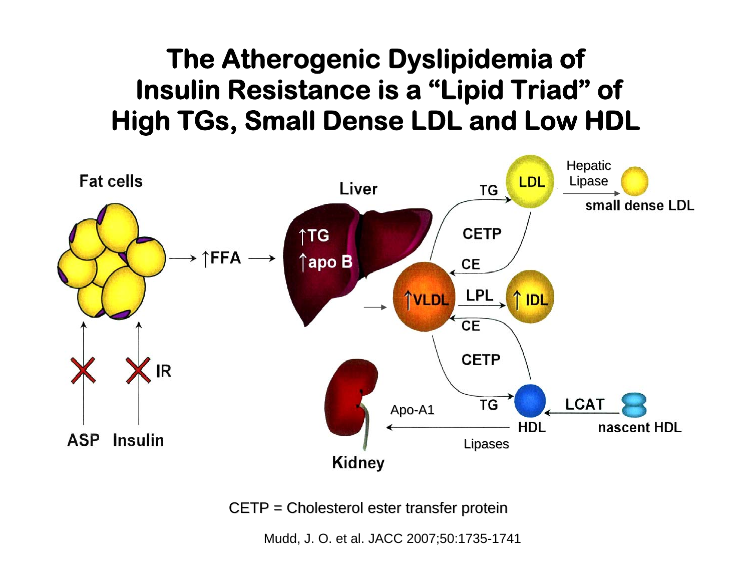# The Atherogenic Dyslipidemia of Insulin Resistance is a "Lipid Triad" of High TGs, Small Dense LDL and Low HDL

Fat cells → ↑FFA → Liver (↑TG, ↑apo B)

ASP — Insulin — IR

↑VLDL — LPL → ↑ IDL

TG → LDL — Hepatic Lipase → small dense LDL

CETP — CE

CETP — CE

TG → HDL ← LCAT — nascent HDL

HDL — Lipases — Apo-A1 → Kidney

CETP = Cholesterol ester transfer protein

Mudd, J. O. et al. JACC 2007;50:1735-1741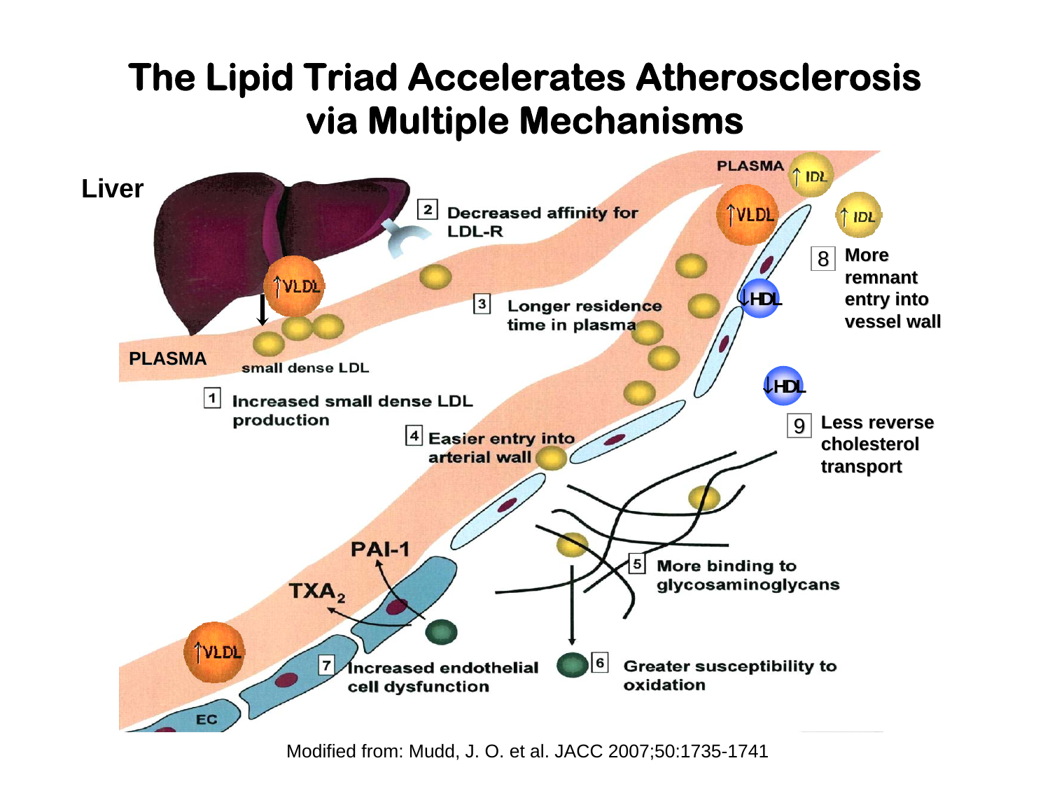# The Lipid Triad Accelerates Atherosclerosis via Multiple Mechanisms

Liver

PLASMA

small dense LDL

1. Increased small dense LDL production
2. Decreased affinity for LDL-R
3. Longer residence time in plasma
4. Easier entry into arterial wall
5. More binding to glycosaminoglycans
6. Greater susceptibility to oxidation
7. Increased endothelial cell dysfunction
8. More remnant entry into vessel wall
9. Less reverse cholesterol transport

↑VLDL ↑IDL ↓HDL

PAI-1

$TXA_2$

EC

Modified from: Mudd, J. O. et al. JACC 2007;50:1735-1741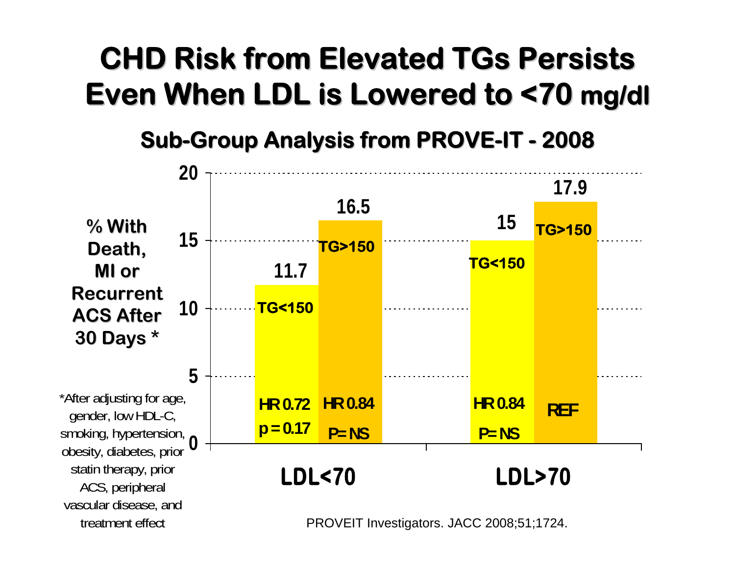# CHD Risk from Elevated TGs Persists Even When LDL is Lowered to <70 mg/dl

## Sub-Group Analysis from PROVE-IT - 2008

% With Death, MI or Recurrent ACS After 30 Days *

| | LDL<70 | | LDL>70 | |
|---|---|---|---|---|
| | TG<150 | TG>150 | TG<150 | TG>150 |
| % | 11.7 | 16.5 | 15 | 17.9 |
| HR | HR 0.72 | HR 0.84 | HR 0.84 | REF |
| p | p = 0.17 | P= NS | P= NS | |

*After adjusting for age, gender, low HDL-C, smoking, hypertension, obesity, diabetes, prior statin therapy, prior ACS, peripheral vascular disease, and treatment effect

PROVEIT Investigators. JACC 2008;51;1724.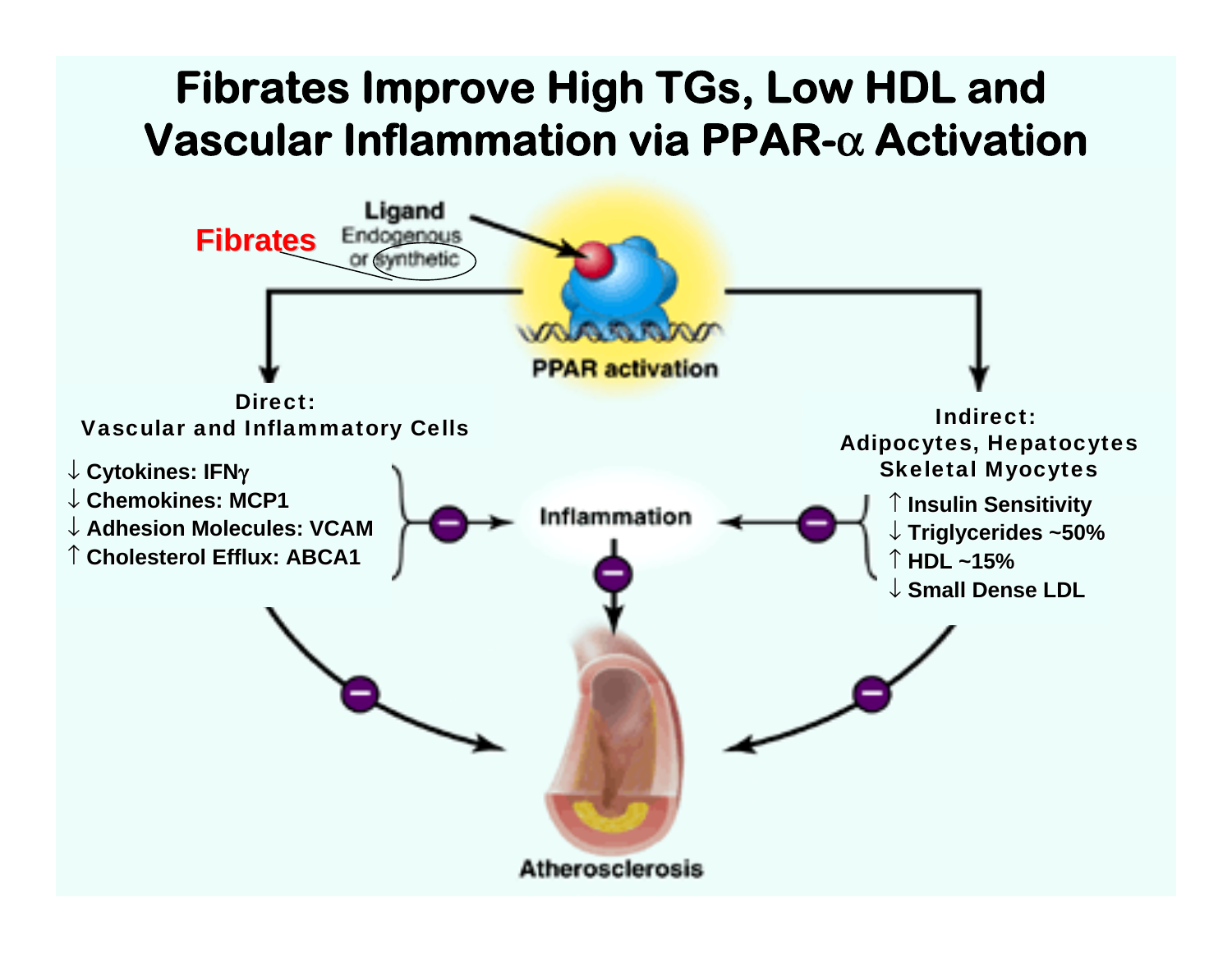# Fibrates Improve High TGs, Low HDL and Vascular Inflammation via PPAR-α Activation

**Fibrates**

**Ligand**
Endogenous or synthetic

**PPAR activation**

**Direct:**
**Vascular and Inflammatory Cells**

- ↓ Cytokines: IFNγ
- ↓ Chemokines: MCP1
- ↓ Adhesion Molecules: VCAM
- ↑ Cholesterol Efflux: ABCA1

**Indirect:**
**Adipocytes, Hepatocytes Skeletal Myocytes**

- ↑ Insulin Sensitivity
- ↓ Triglycerides ~50%
- ↑ HDL ~15%
- ↓ Small Dense LDL

**Inflammation**

**Atherosclerosis**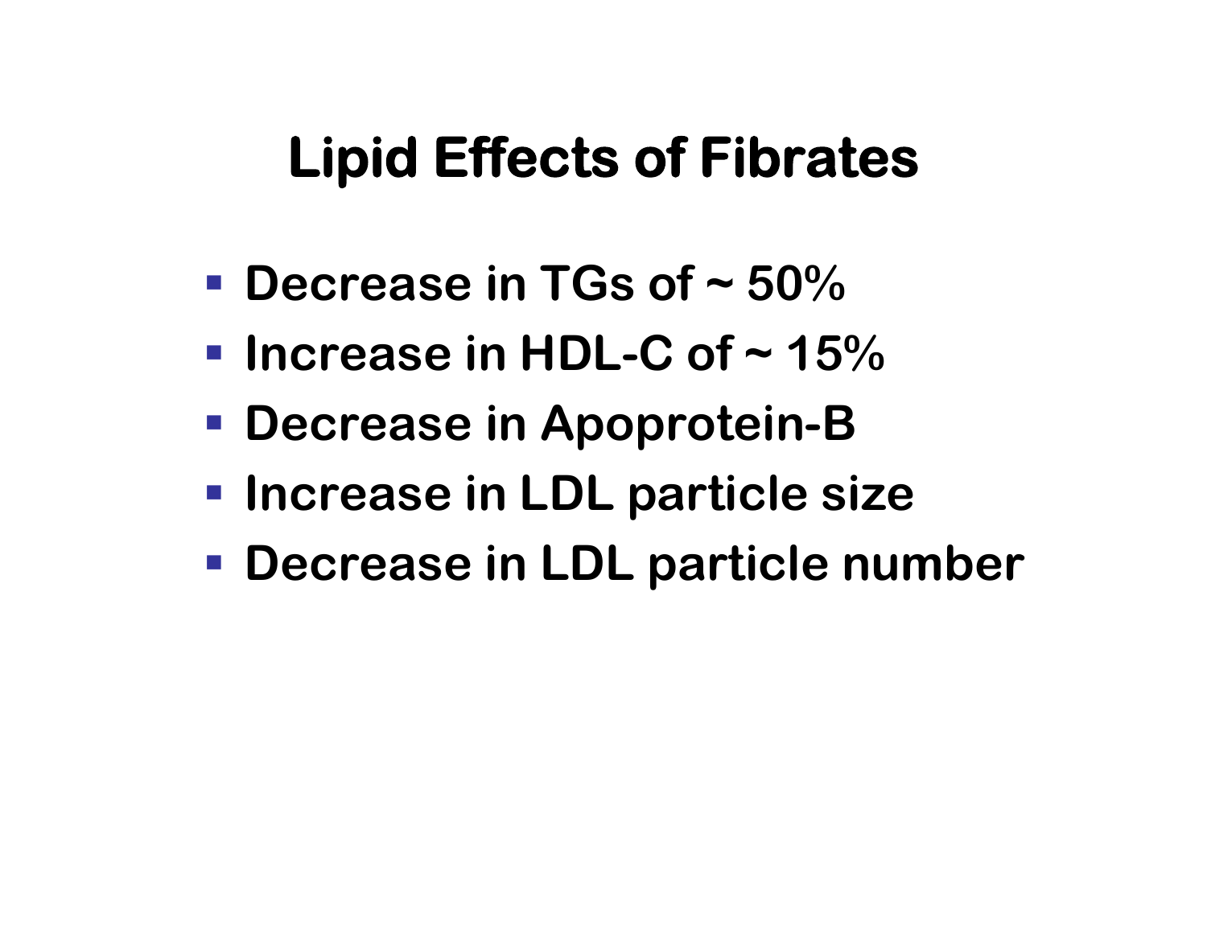# Lipid Effects of Fibrates

- Decrease in TGs of ~ 50%
- Increase in HDL-C of ~ 15%
- Decrease in Apoprotein-B
- Increase in LDL particle size
- Decrease in LDL particle number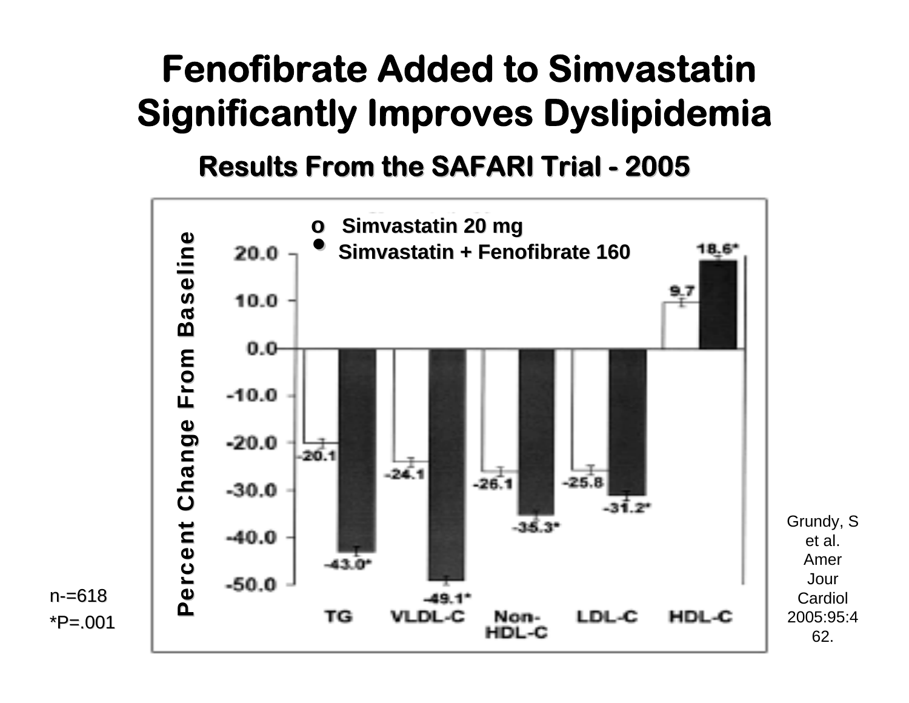# Fenofibrate Added to Simvastatin Significantly Improves Dyslipidemia

## Results From the SAFARI Trial - 2005

o Simvastatin 20 mg

● Simvastatin + Fenofibrate 160

Percent Change From Baseline

| | TG | VLDL-C | Non-HDL-C | LDL-C | HDL-C |
|---|---|---|---|---|---|
| Simvastatin 20 mg | -20.1 | -24.1 | -26.1 | -25.8 | 9.7 |
| Simvastatin + Fenofibrate 160 | -43.0* | -49.1* | -35.3* | -31.2* | 18.6* |

n-=618

*P=.001

Grundy, S et al. Amer Jour Cardiol 2005:95:462.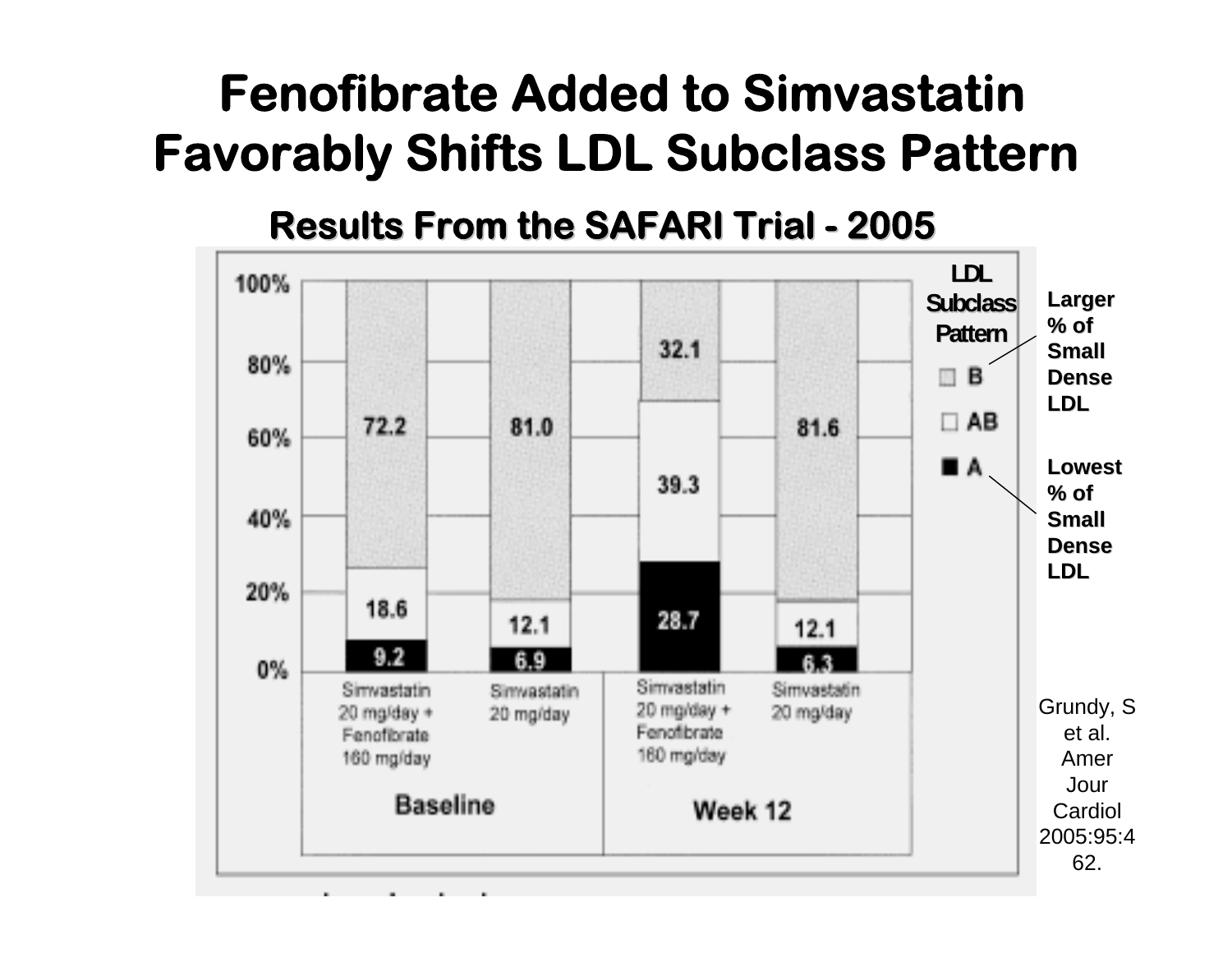# Fenofibrate Added to Simvastatin Favorably Shifts LDL Subclass Pattern

## Results From the SAFARI Trial - 2005

| LDL Subclass Pattern | Baseline: Simvastatin 20 mg/day + Fenofibrate 160 mg/day | Baseline: Simvastatin 20 mg/day | Week 12: Simvastatin 20 mg/day + Fenofibrate 160 mg/day | Week 12: Simvastatin 20 mg/day |
|---|---|---|---|---|
| B | 72.2 | 81.0 | 32.1 | 81.6 |
| AB | 18.6 | 12.1 | 39.3 | 12.1 |
| A | 9.2 | 6.9 | 28.7 | 6.3 |

B: Larger % of Small Dense LDL

A: Lowest % of Small Dense LDL

Grundy, S et al. Amer Jour Cardiol 2005:95:462.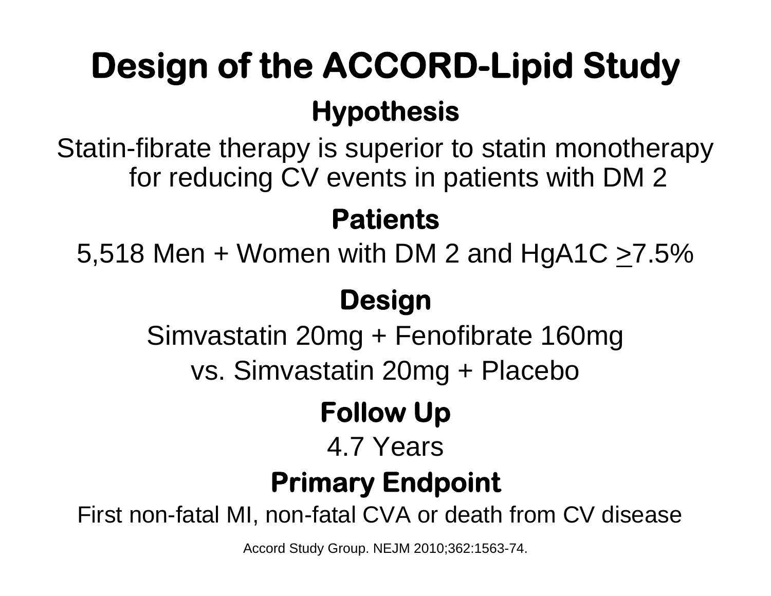# Design of the ACCORD-Lipid Study

## Hypothesis

Statin-fibrate therapy is superior to statin monotherapy for reducing CV events in patients with DM 2

## Patients

5,518 Men + Women with DM 2 and HgA1C ≥7.5%

## Design

Simvastatin 20mg + Fenofibrate 160mg

vs. Simvastatin 20mg + Placebo

## Follow Up

4.7 Years

## Primary Endpoint

First non-fatal MI, non-fatal CVA or death from CV disease

Accord Study Group. NEJM 2010;362:1563-74.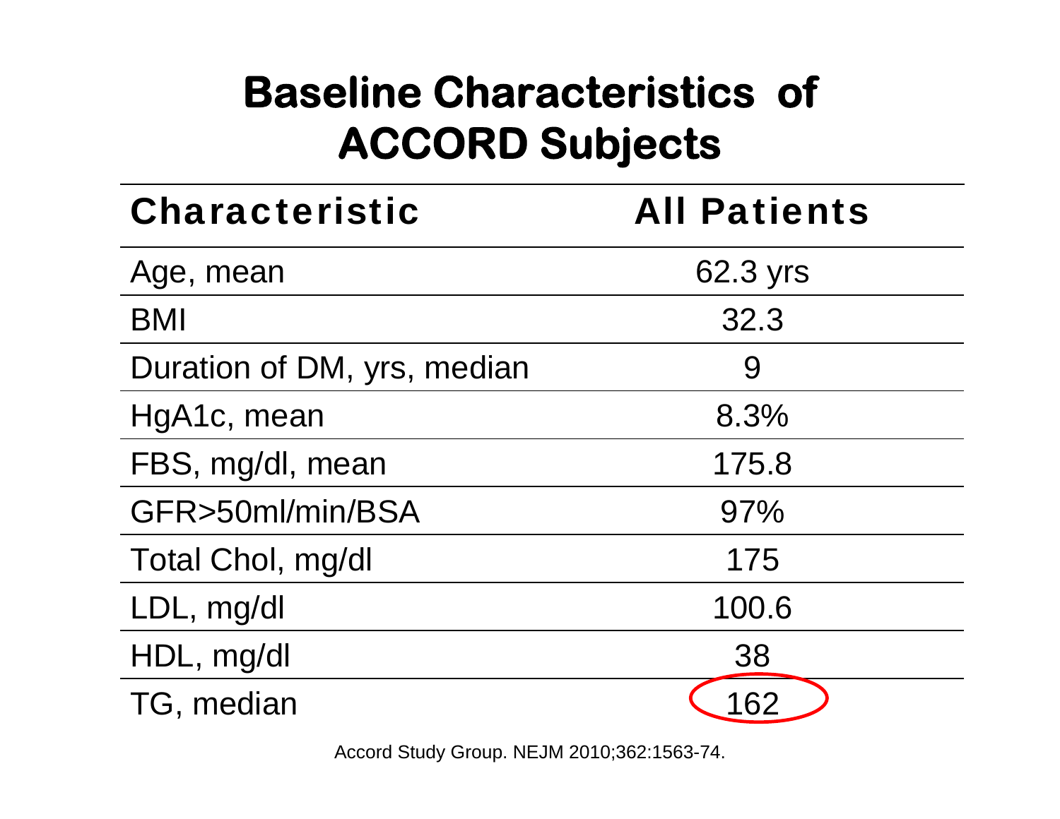# Baseline Characteristics of ACCORD Subjects

| Characteristic | All Patients |
| --- | --- |
| Age, mean | 62.3 yrs |
| BMI | 32.3 |
| Duration of DM, yrs, median | 9 |
| HgA1c, mean | 8.3% |
| FBS, mg/dl, mean | 175.8 |
| GFR>50ml/min/BSA | 97% |
| Total Chol, mg/dl | 175 |
| LDL, mg/dl | 100.6 |
| HDL, mg/dl | 38 |
| TG, median | 162 |

Accord Study Group. NEJM 2010;362:1563-74.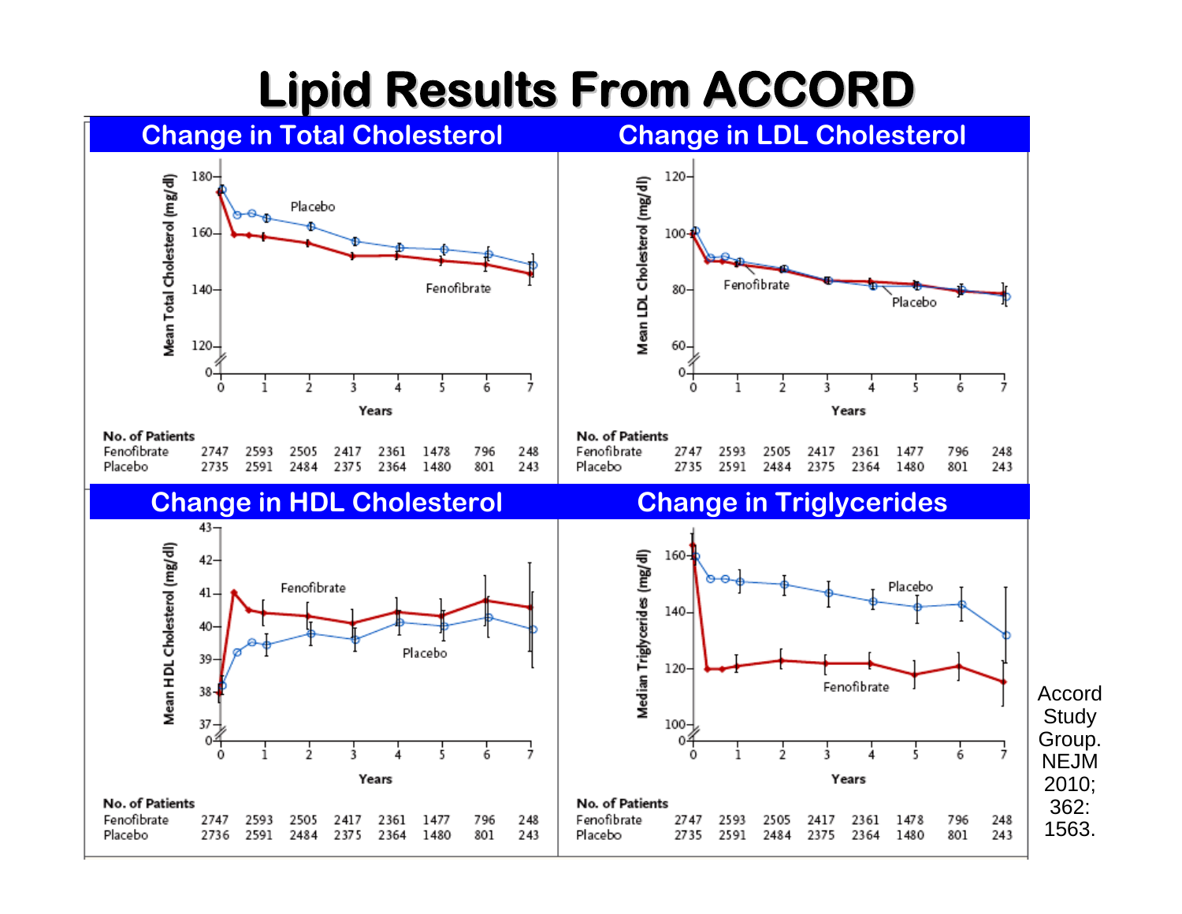# Lipid Results From ACCORD

## Change in Total Cholesterol

Mean Total Cholesterol (mg/dl)

Years

| No. of Patients | 0 | 1 | 2 | 3 | 4 | 5 | 6 | 7 |
|---|---|---|---|---|---|---|---|---|
| Fenofibrate | 2747 | 2593 | 2505 | 2417 | 2361 | 1478 | 796 | 248 |
| Placebo | 2735 | 2591 | 2484 | 2375 | 2364 | 1480 | 801 | 243 |

## Change in LDL Cholesterol

Mean LDL Cholesterol (mg/dl)

Years

| No. of Patients | 0 | 1 | 2 | 3 | 4 | 5 | 6 | 7 |
|---|---|---|---|---|---|---|---|---|
| Fenofibrate | 2747 | 2593 | 2505 | 2417 | 2361 | 1477 | 796 | 248 |
| Placebo | 2735 | 2591 | 2484 | 2375 | 2364 | 1480 | 801 | 243 |

## Change in HDL Cholesterol

Mean HDL Cholesterol (mg/dl)

Years

| No. of Patients | 0 | 1 | 2 | 3 | 4 | 5 | 6 | 7 |
|---|---|---|---|---|---|---|---|---|
| Fenofibrate | 2747 | 2593 | 2505 | 2417 | 2361 | 1477 | 796 | 248 |
| Placebo | 2736 | 2591 | 2484 | 2375 | 2364 | 1480 | 801 | 243 |

## Change in Triglycerides

Median Triglycerides (mg/dl)

Years

| No. of Patients | 0 | 1 | 2 | 3 | 4 | 5 | 6 | 7 |
|---|---|---|---|---|---|---|---|---|
| Fenofibrate | 2747 | 2593 | 2505 | 2417 | 2361 | 1478 | 796 | 248 |
| Placebo | 2735 | 2591 | 2484 | 2375 | 2364 | 1480 | 801 | 243 |

Accord Study Group. NEJM 2010; 362: 1563.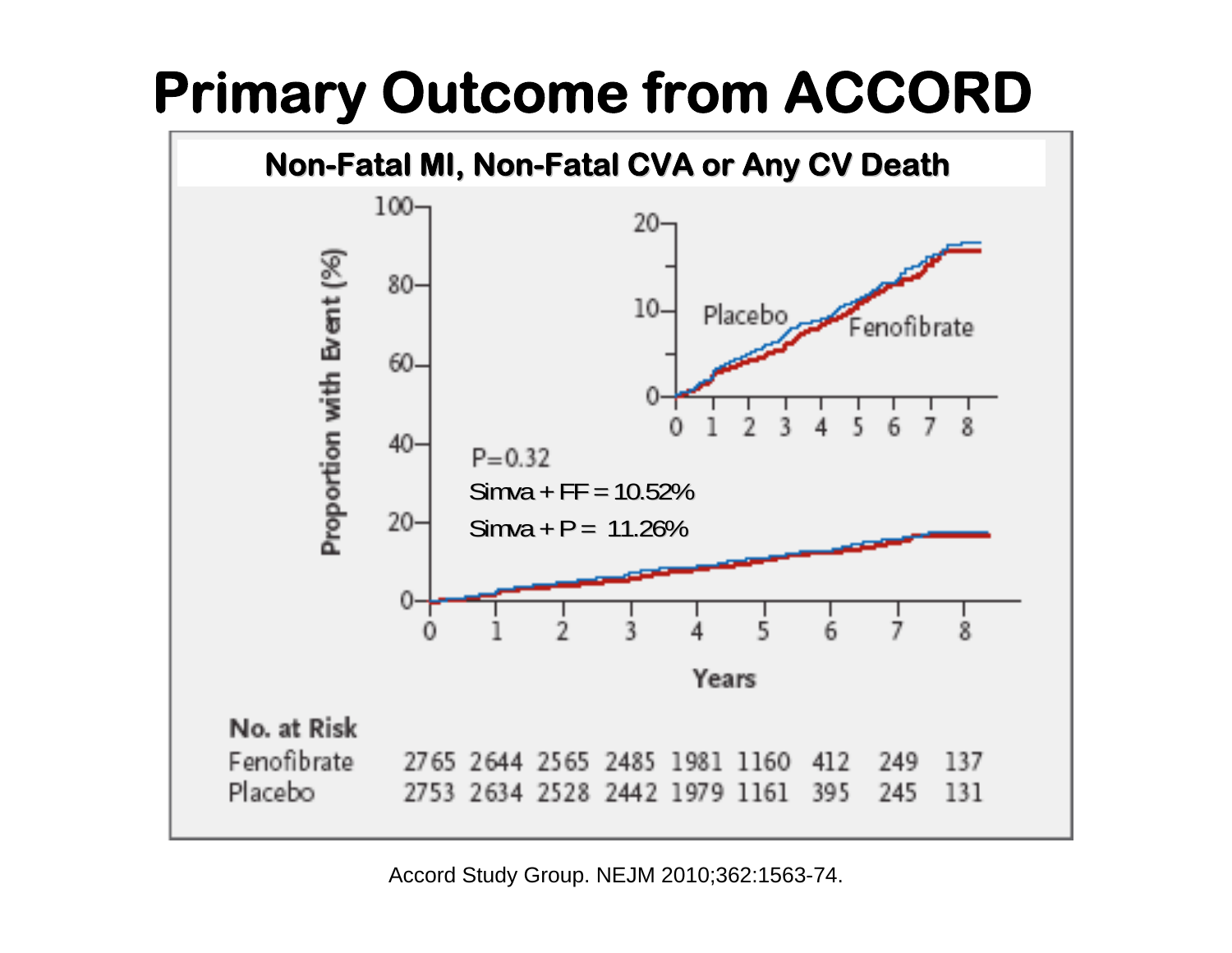# Primary Outcome from ACCORD

**Non-Fatal MI, Non-Fatal CVA or Any CV Death**

P=0.32

Simva + FF = 10.52%

Simva + P = 11.26%

Placebo

Fenofibrate

Proportion with Event (%)

Years

**No. at Risk**

| | 0 | 1 | 2 | 3 | 4 | 5 | 6 | 7 | 8 |
|---|---|---|---|---|---|---|---|---|---|
| Fenofibrate | 2765 | 2644 | 2565 | 2485 | 1981 | 1160 | 412 | 249 | 137 |
| Placebo | 2753 | 2634 | 2528 | 2442 | 1979 | 1161 | 395 | 245 | 131 |

Accord Study Group. NEJM 2010;362:1563-74.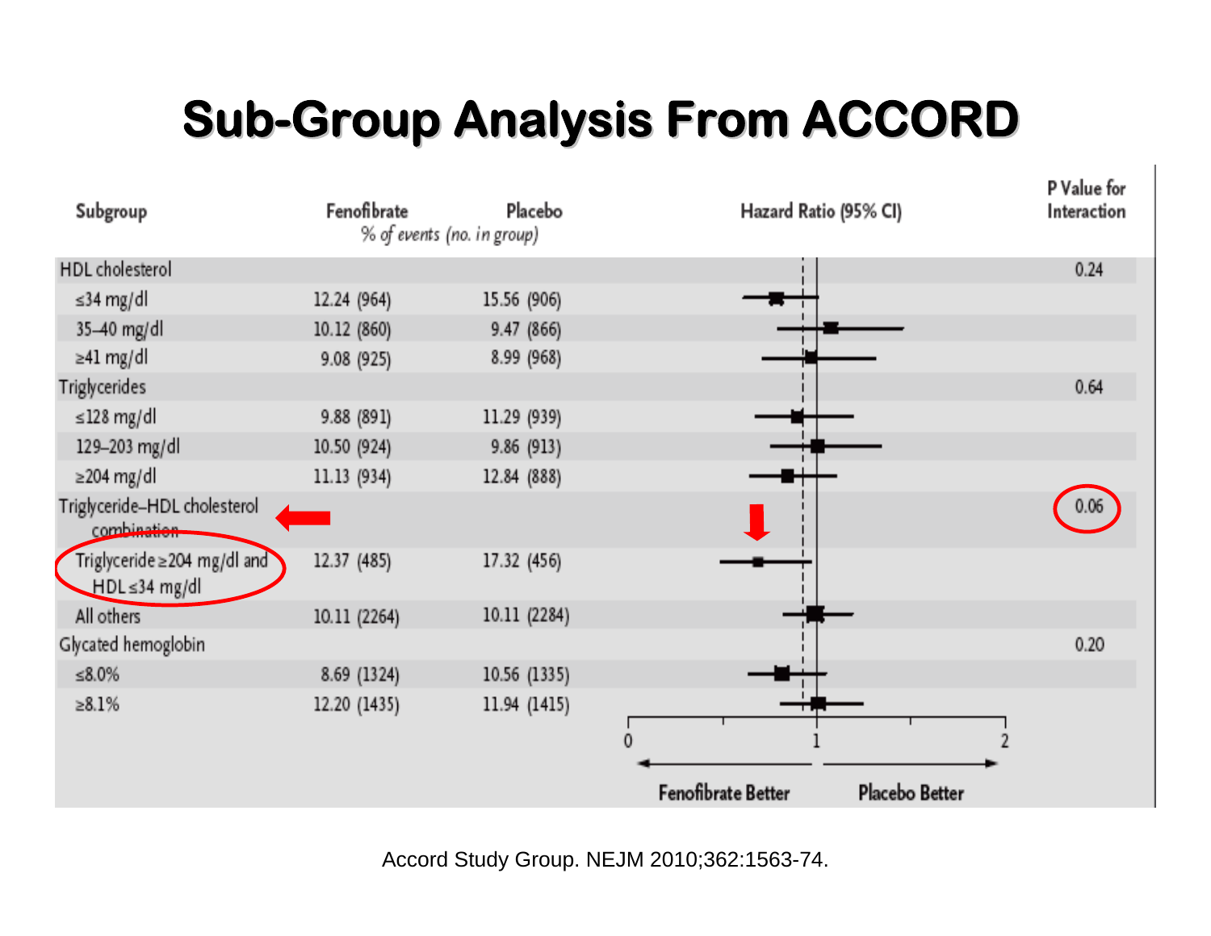# Sub-Group Analysis From ACCORD

| Subgroup | Fenofibrate | Placebo | Hazard Ratio (95% CI) | P Value for Interaction |
|---|---|---|---|---|
| | *% of events (no. in group)* | | | |
| HDL cholesterol | | | | 0.24 |
| ≤34 mg/dl | 12.24 (964) | 15.56 (906) | | |
| 35–40 mg/dl | 10.12 (860) | 9.47 (866) | | |
| ≥41 mg/dl | 9.08 (925) | 8.99 (968) | | |
| Triglycerides | | | | 0.64 |
| ≤128 mg/dl | 9.88 (891) | 11.29 (939) | | |
| 129–203 mg/dl | 10.50 (924) | 9.86 (913) | | |
| ≥204 mg/dl | 11.13 (934) | 12.84 (888) | | |
| Triglyceride–HDL cholesterol combination | | | | 0.06 |
| Triglyceride ≥204 mg/dl and HDL ≤34 mg/dl | 12.37 (485) | 17.32 (456) | | |
| All others | 10.11 (2264) | 10.11 (2284) | | |
| Glycated hemoglobin | | | | 0.20 |
| ≤8.0% | 8.69 (1324) | 10.56 (1335) | | |
| ≥8.1% | 12.20 (1435) | 11.94 (1415) | | |

Fenofibrate Better ← 0 — 1 — 2 → Placebo Better

Accord Study Group. NEJM 2010;362:1563-74.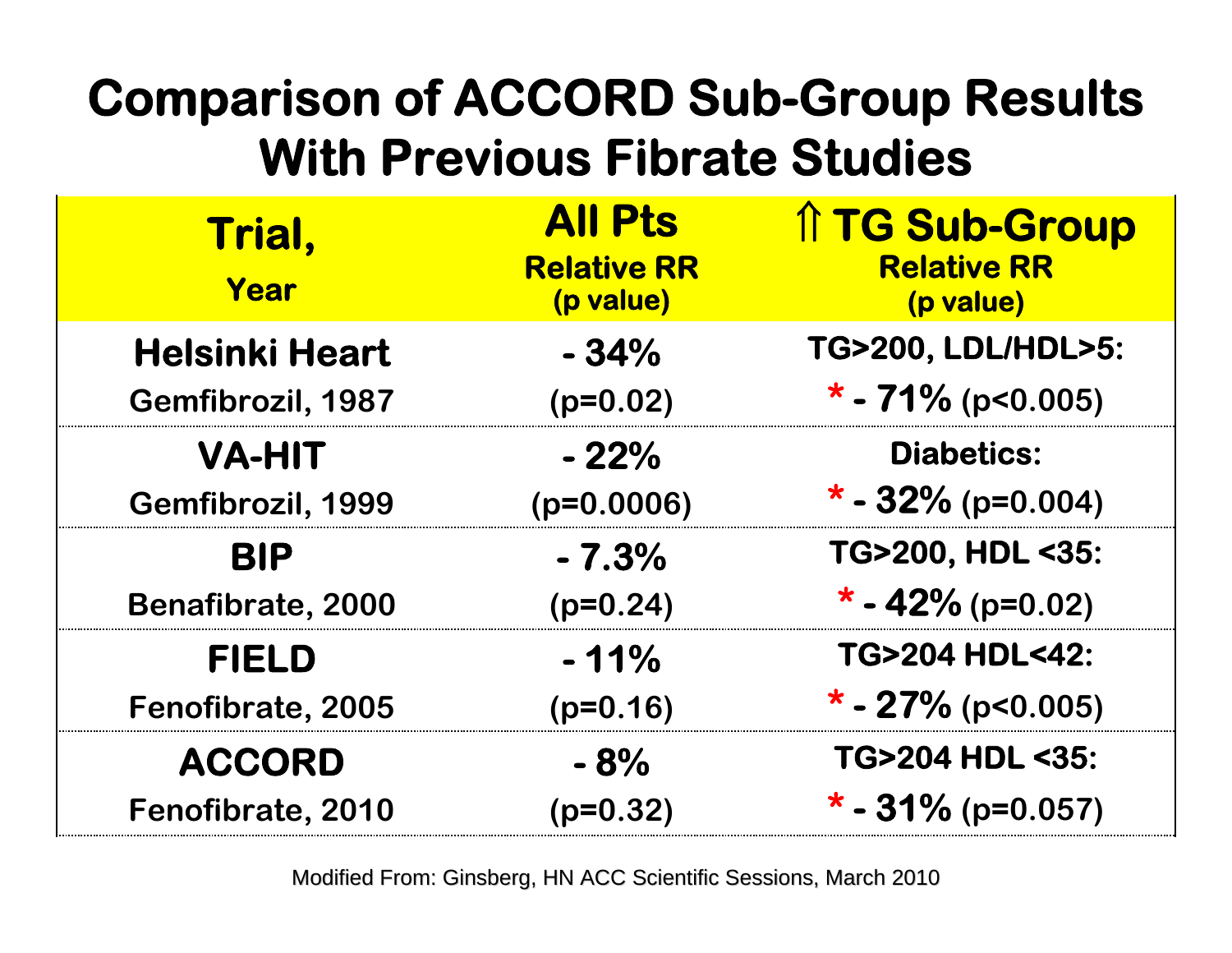# Comparison of ACCORD Sub-Group Results With Previous Fibrate Studies

| Trial, Year | All Pts Relative RR (p value) | ⇑ TG Sub-Group Relative RR (p value) |
|---|---|---|
| **Helsinki Heart** Gemfibrozil, 1987 | - 34% (p=0.02) | TG>200, LDL/HDL>5: * - 71% (p<0.005) |
| **VA-HIT** Gemfibrozil, 1999 | - 22% (p=0.0006) | Diabetics: * - 32% (p=0.004) |
| **BIP** Benafibrate, 2000 | - 7.3% (p=0.24) | TG>200, HDL <35: * - 42% (p=0.02) |
| **FIELD** Fenofibrate, 2005 | - 11% (p=0.16) | TG>204 HDL<42: * - 27% (p<0.005) |
| **ACCORD** Fenofibrate, 2010 | - 8% (p=0.32) | TG>204 HDL <35: * - 31% (p=0.057) |

Modified From: Ginsberg, HN ACC Scientific Sessions, March 2010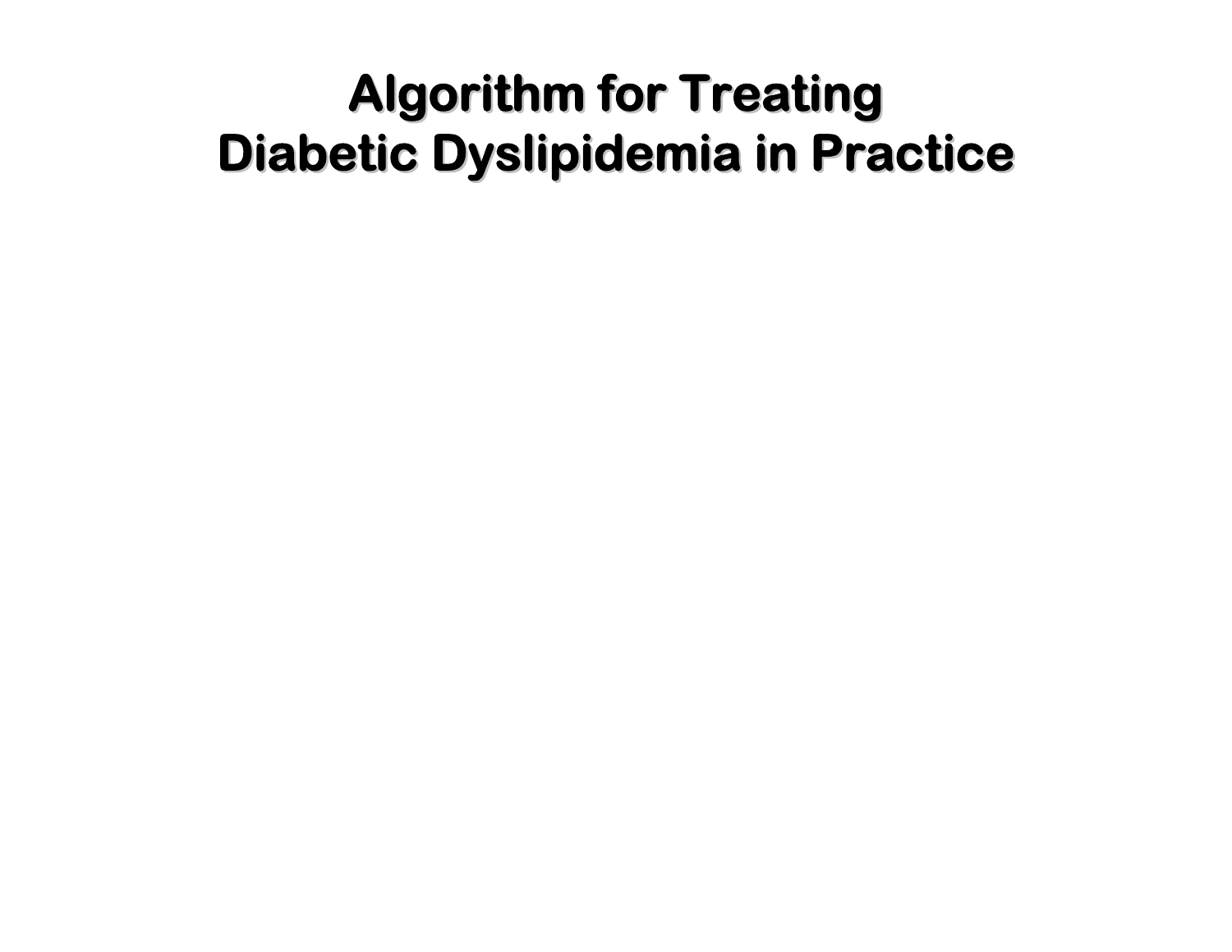# Algorithm for Treating Diabetic Dyslipidemia in Practice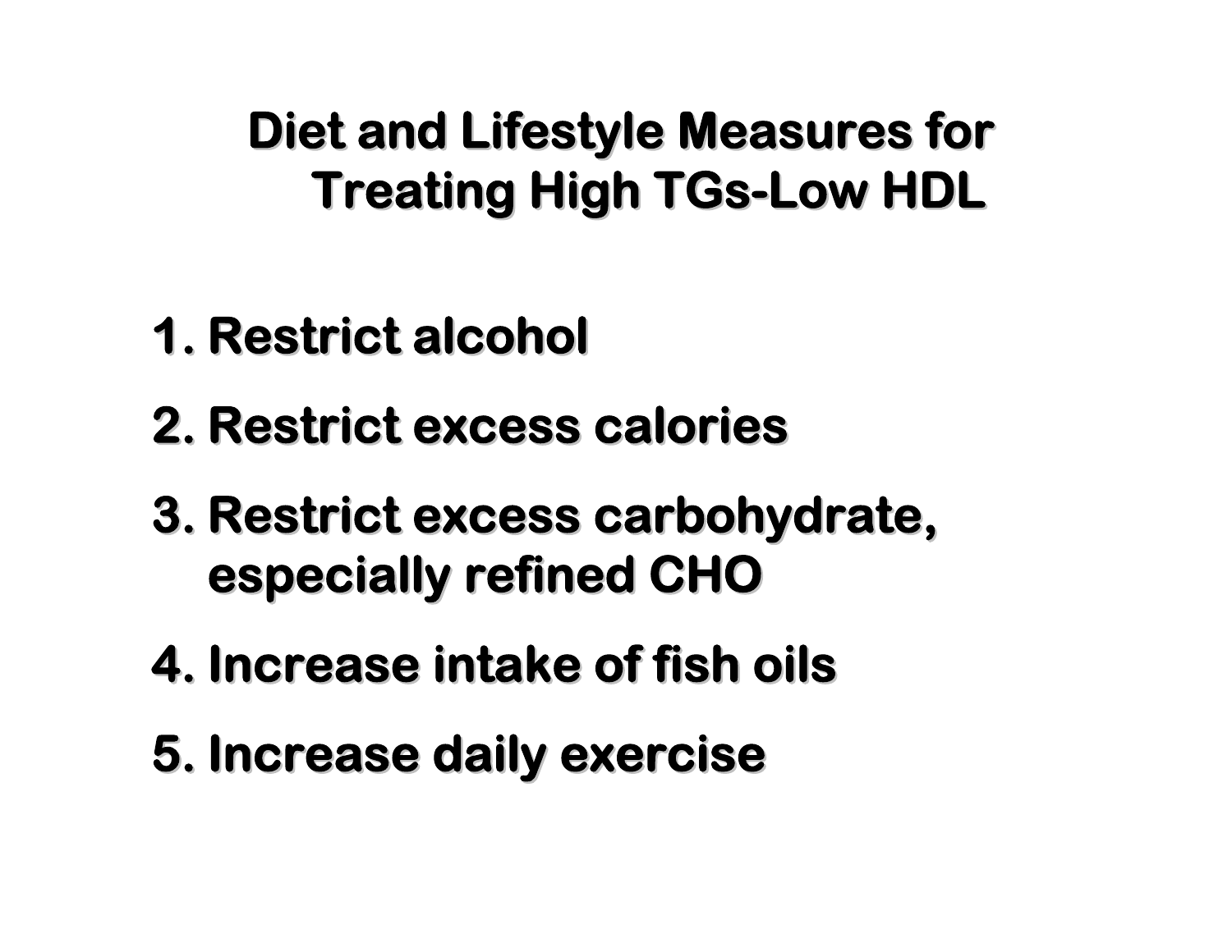# Diet and Lifestyle Measures for Treating High TGs-Low HDL

1. Restrict alcohol
2. Restrict excess calories
3. Restrict excess carbohydrate, especially refined CHO
4. Increase intake of fish oils
5. Increase daily exercise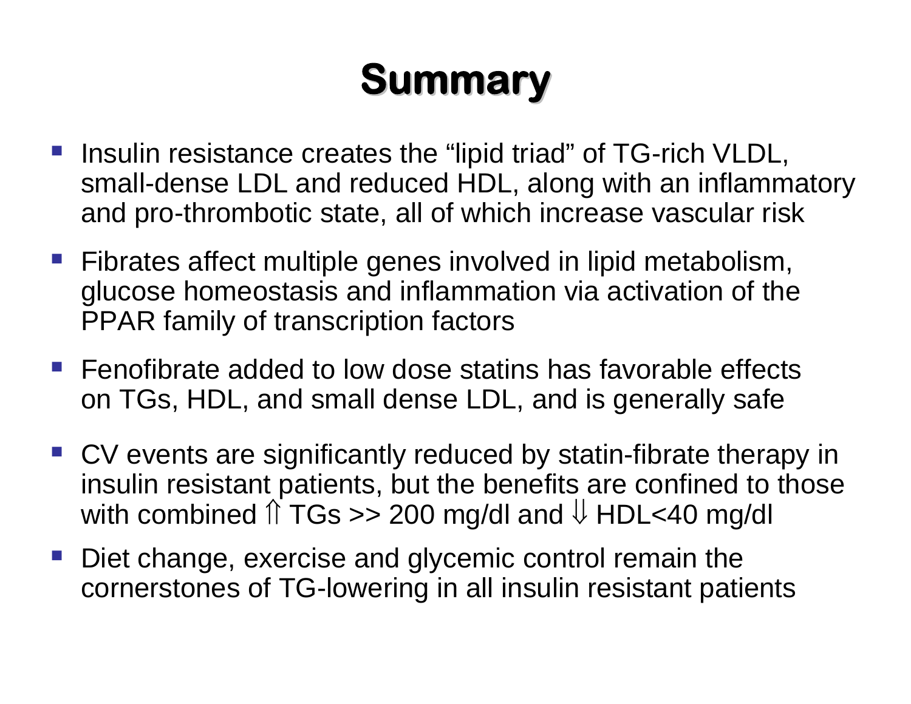# Summary

- Insulin resistance creates the “lipid triad” of TG-rich VLDL, small-dense LDL and reduced HDL, along with an inflammatory and pro-thrombotic state, all of which increase vascular risk
- Fibrates affect multiple genes involved in lipid metabolism, glucose homeostasis and inflammation via activation of the PPAR family of transcription factors
- Fenofibrate added to low dose statins has favorable effects on TGs, HDL, and small dense LDL, and is generally safe
- CV events are significantly reduced by statin-fibrate therapy in insulin resistant patients, but the benefits are confined to those with combined ⇑ TGs >> 200 mg/dl and ⇓ HDL<40 mg/dl
- Diet change, exercise and glycemic control remain the cornerstones of TG-lowering in all insulin resistant patients